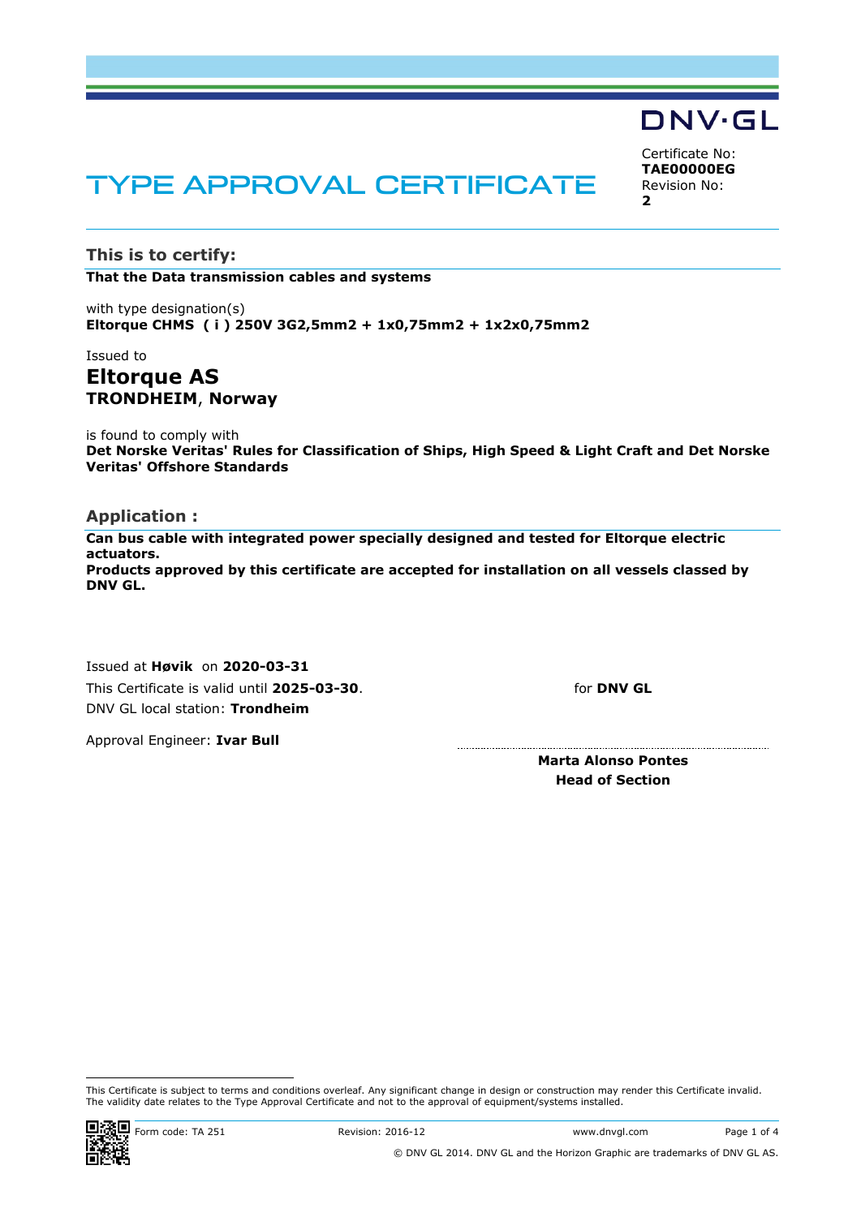DNV·GL

# TYPE APPROVAL CERTIFICATE

Certificate No:
**TAE00000EG**
Revision No:
**2**

## This is to certify:

**That the Data transmission cables and systems**

with type designation(s)
**Eltorque CHMS ( i ) 250V 3G2,5mm2 + 1x0,75mm2 + 1x2x0,75mm2**

Issued to

# Eltorque AS

**TRONDHEIM**, **Norway**

is found to comply with
**Det Norske Veritas' Rules for Classification of Ships, High Speed & Light Craft and Det Norske Veritas' Offshore Standards**

## Application :

**Can bus cable with integrated power specially designed and tested for Eltorque electric actuators.**
**Products approved by this certificate are accepted for installation on all vessels classed by DNV GL.**

Issued at **Høvik** on **2020-03-31**
This Certificate is valid until **2025-03-30**.
DNV GL local station: **Trondheim**

Approval Engineer: **Ivar Bull**

for **DNV GL**

**Marta Alonso Pontes**
**Head of Section**

This Certificate is subject to terms and conditions overleaf. Any significant change in design or construction may render this Certificate invalid.
The validity date relates to the Type Approval Certificate and not to the approval of equipment/systems installed.

Form code: TA 251 Revision: 2016-12 www.dnvgl.com

© DNV GL 2014. DNV GL and the Horizon Graphic are trademarks of DNV GL AS.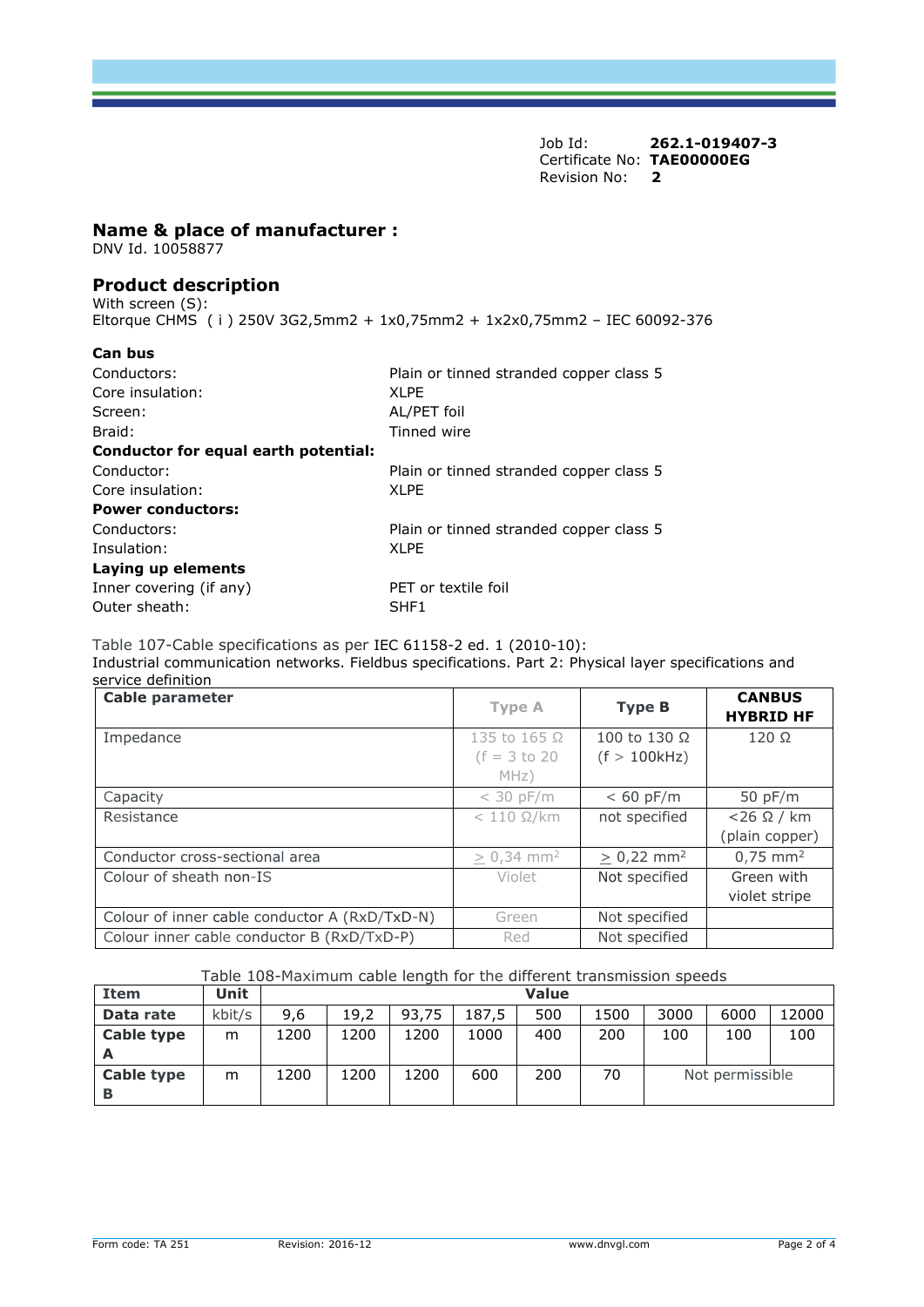Job Id: **262.1-019407-3**
Certificate No: **TAE00000EG**
Revision No: **2**

## Name & place of manufacturer :

DNV Id. 10058877

## Product description

With screen (S):
Eltorque CHMS ( i ) 250V 3G2,5mm2 + 1x0,75mm2 + 1x2x0,75mm2 – IEC 60092-376

| | |
|---|---|
| **Can bus** | |
| Conductors: | Plain or tinned stranded copper class 5 |
| Core insulation: | XLPE |
| Screen: | AL/PET foil |
| Braid: | Tinned wire |
| **Conductor for equal earth potential:** | |
| Conductor: | Plain or tinned stranded copper class 5 |
| Core insulation: | XLPE |
| **Power conductors:** | |
| Conductors: | Plain or tinned stranded copper class 5 |
| Insulation: | XLPE |
| **Laying up elements** | |
| Inner covering (if any) | PET or textile foil |
| Outer sheath: | SHF1 |

Table 107-Cable specifications as per IEC 61158-2 ed. 1 (2010-10):
Industrial communication networks. Fieldbus specifications. Part 2: Physical layer specifications and service definition

| **Cable parameter** | Type A | **Type B** | **CANBUS HYBRID HF** |
|---|---|---|---|
| Impedance | 135 to 165 Ω (f = 3 to 20 MHz) | 100 to 130 Ω (f > 100kHz) | 120 Ω |
| Capacity | < 30 pF/m | < 60 pF/m | 50 pF/m |
| Resistance | < 110 Ω/km | not specified | <26 Ω / km (plain copper) |
| Conductor cross-sectional area | ≥ 0,34 mm² | ≥ 0,22 mm² | 0,75 mm² |
| Colour of sheath non-IS | Violet | Not specified | Green with violet stripe |
| Colour of inner cable conductor A (RxD/TxD-N) | Green | Not specified | |
| Colour inner cable conductor B (RxD/TxD-P) | Red | Not specified | |

Table 108-Maximum cable length for the different transmission speeds

| **Item** | **Unit** | **Value** | | | | | | | | |
|---|---|---|---|---|---|---|---|---|---|---|
| **Data rate** | kbit/s | 9,6 | 19,2 | 93,75 | 187,5 | 500 | 1500 | 3000 | 6000 | 12000 |
| **Cable type A** | m | 1200 | 1200 | 1200 | 1000 | 400 | 200 | 100 | 100 | 100 |
| **Cable type B** | m | 1200 | 1200 | 1200 | 600 | 200 | 70 | Not permissible | | |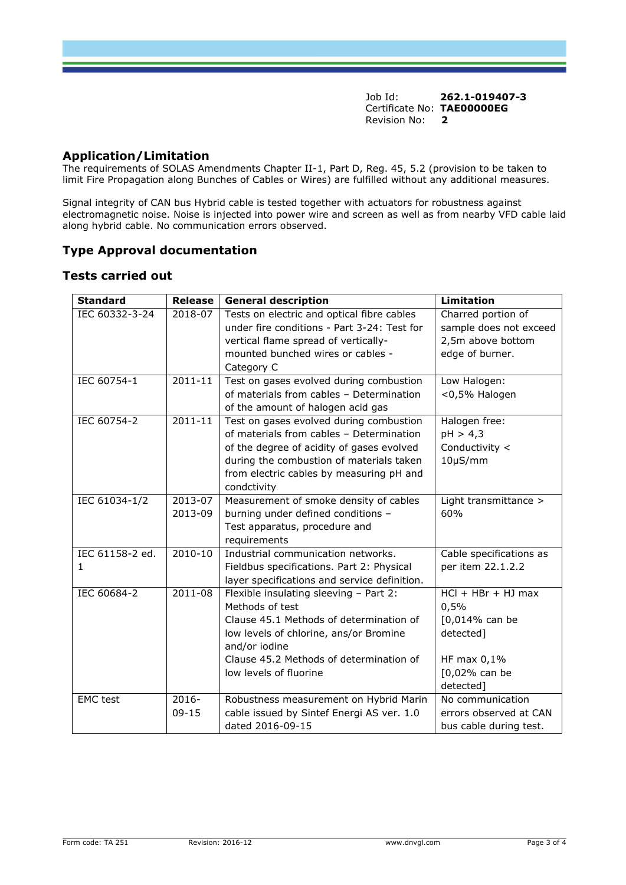Job Id: **262.1-019407-3**
Certificate No: **TAE00000EG**
Revision No: **2**

## Application/Limitation

The requirements of SOLAS Amendments Chapter II-1, Part D, Reg. 45, 5.2 (provision to be taken to limit Fire Propagation along Bunches of Cables or Wires) are fulfilled without any additional measures.

Signal integrity of CAN bus Hybrid cable is tested together with actuators for robustness against electromagnetic noise. Noise is injected into power wire and screen as well as from nearby VFD cable laid along hybrid cable. No communication errors observed.

## Type Approval documentation

### Tests carried out

| Standard | Release | General description | Limitation |
|---|---|---|---|
| IEC 60332-3-24 | 2018-07 | Tests on electric and optical fibre cables under fire conditions - Part 3-24: Test for vertical flame spread of vertically-mounted bunched wires or cables - Category C | Charred portion of sample does not exceed 2,5m above bottom edge of burner. |
| IEC 60754-1 | 2011-11 | Test on gases evolved during combustion of materials from cables – Determination of the amount of halogen acid gas | Low Halogen: <0,5% Halogen |
| IEC 60754-2 | 2011-11 | Test on gases evolved during combustion of materials from cables – Determination of the degree of acidity of gases evolved during the combustion of materials taken from electric cables by measuring pH and condctivity | Halogen free: pH > 4,3 Conductivity < 10µS/mm |
| IEC 61034-1/2 | 2013-07 2013-09 | Measurement of smoke density of cables burning under defined conditions – Test apparatus, procedure and requirements | Light transmittance > 60% |
| IEC 61158-2 ed. 1 | 2010-10 | Industrial communication networks. Fieldbus specifications. Part 2: Physical layer specifications and service definition. | Cable specifications as per item 22.1.2.2 |
| IEC 60684-2 | 2011-08 | Flexible insulating sleeving – Part 2: Methods of test<br>Clause 45.1 Methods of determination of low levels of chlorine, ans/or Bromine and/or iodine<br>Clause 45.2 Methods of determination of low levels of fluorine | HCl + HBr + HJ max 0,5% [0,014% can be detected]<br><br>HF max 0,1% [0,02% can be detected] |
| EMC test | 2016-09-15 | Robustness measurement on Hybrid Marin cable issued by Sintef Energi AS ver. 1.0 dated 2016-09-15 | No communication errors observed at CAN bus cable during test. |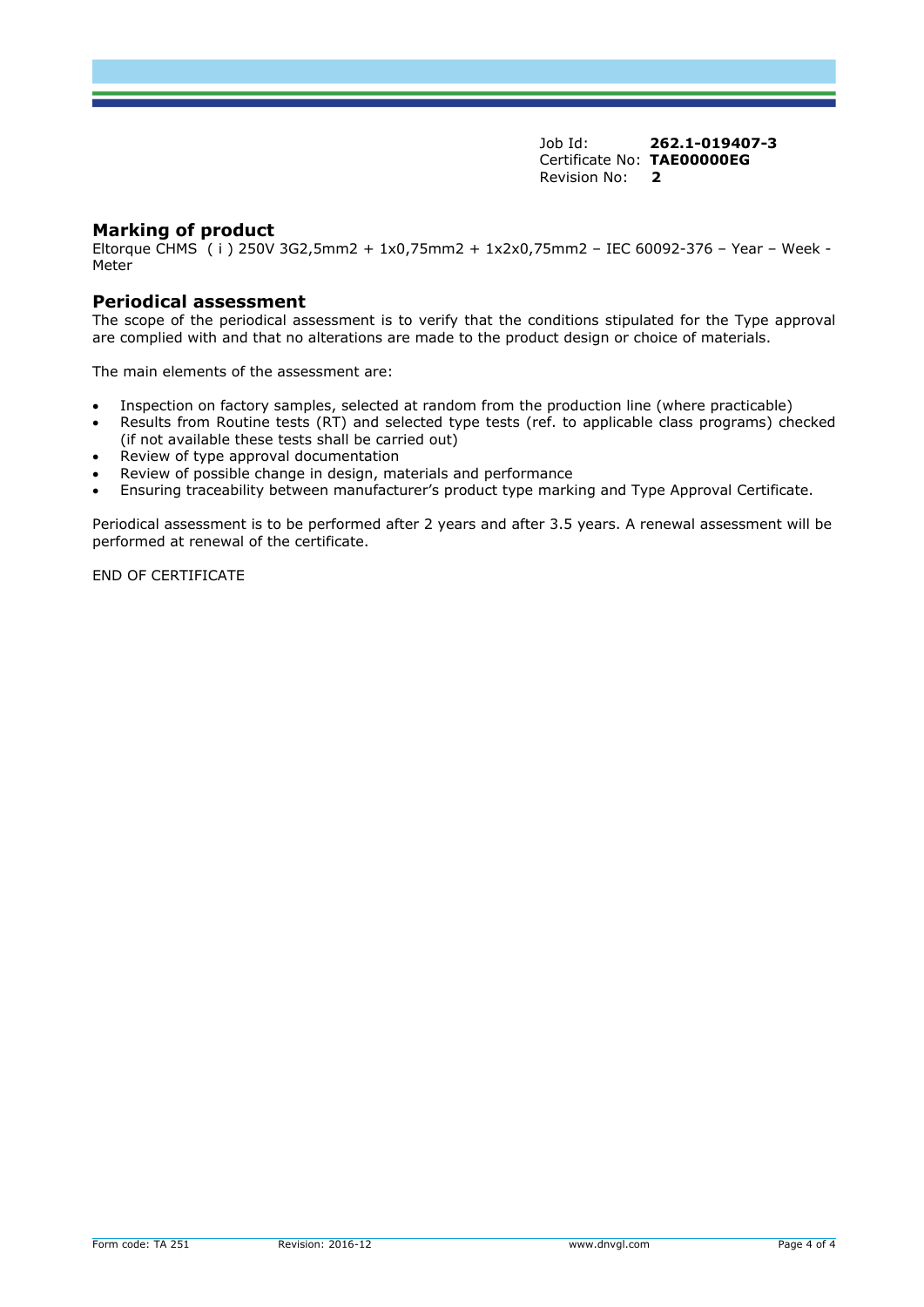Job Id: **262.1-019407-3**
Certificate No: **TAE00000EG**
Revision No: **2**

## Marking of product

Eltorque CHMS ( i ) 250V 3G2,5mm2 + 1x0,75mm2 + 1x2x0,75mm2 – IEC 60092-376 – Year – Week - Meter

## Periodical assessment

The scope of the periodical assessment is to verify that the conditions stipulated for the Type approval are complied with and that no alterations are made to the product design or choice of materials.

The main elements of the assessment are:

- Inspection on factory samples, selected at random from the production line (where practicable)
- Results from Routine tests (RT) and selected type tests (ref. to applicable class programs) checked (if not available these tests shall be carried out)
- Review of type approval documentation
- Review of possible change in design, materials and performance
- Ensuring traceability between manufacturer's product type marking and Type Approval Certificate.

Periodical assessment is to be performed after 2 years and after 3.5 years. A renewal assessment will be performed at renewal of the certificate.

END OF CERTIFICATE